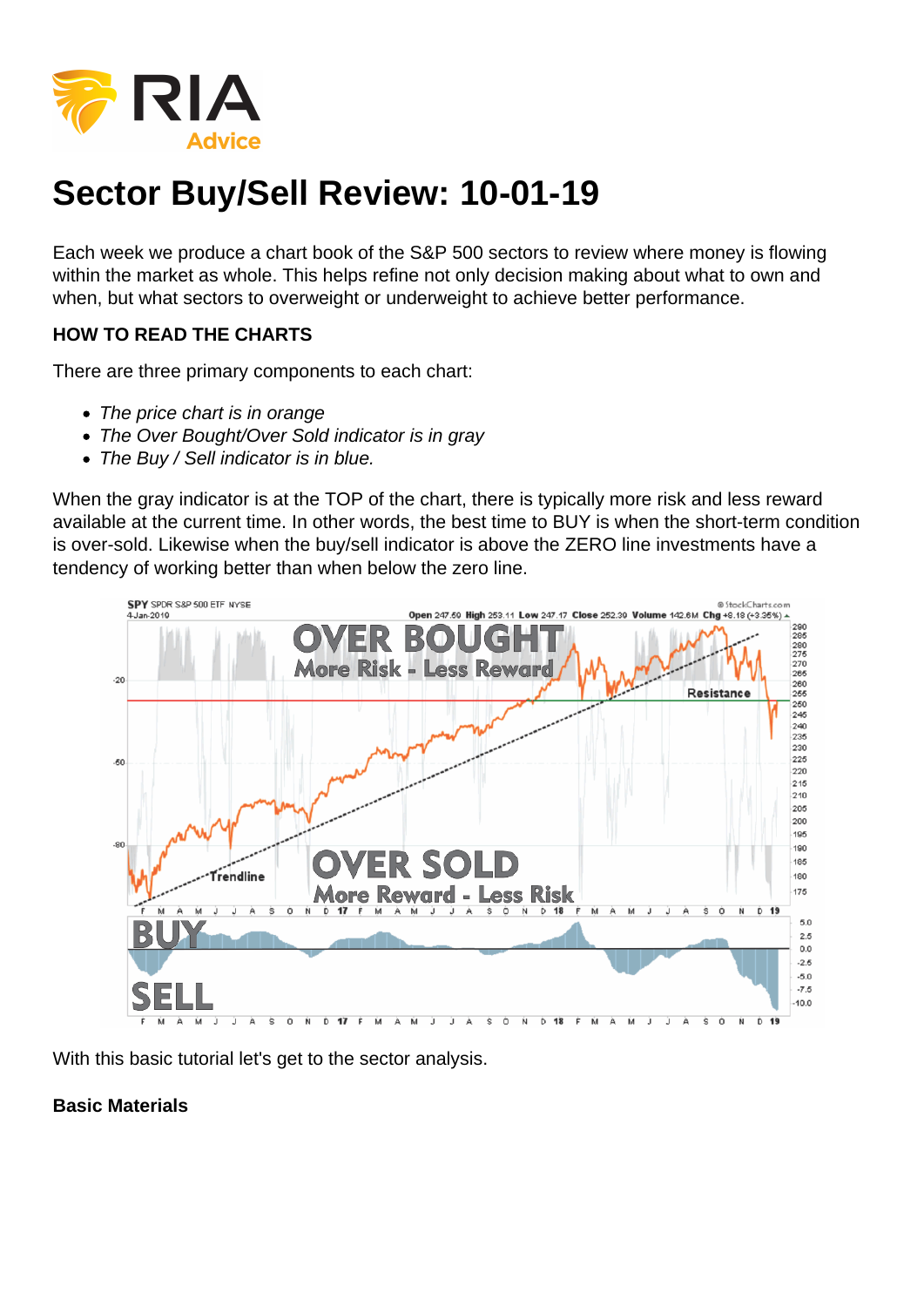# Sector Buy/Sell Review: 10-01-19

Each week we produce a chart book of the S&P 500 sectors to review where money is flowing within the market as whole. This helps refine not only decision making about what to own and when, but what sectors to overweight or underweight to achieve better performance.

**HOW TO READ THE CHARTS**

There are three primary components to each chart:

- *The price chart is in orange*
- *The Over Bought/Over Sold indicator is in gray*
- *The Buy / Sell indicator is in blue.*

When the gray indicator is at the TOP of the chart, there is typically more risk and less reward available at the current time. In other words, the best time to BUY is when the short-term condition is over-sold. Likewise when the buy/sell indicator is above the ZERO line investments have a tendency of working better than when below the zero line.

With this basic tutorial let's get to the sector analysis.

**Basic Materials**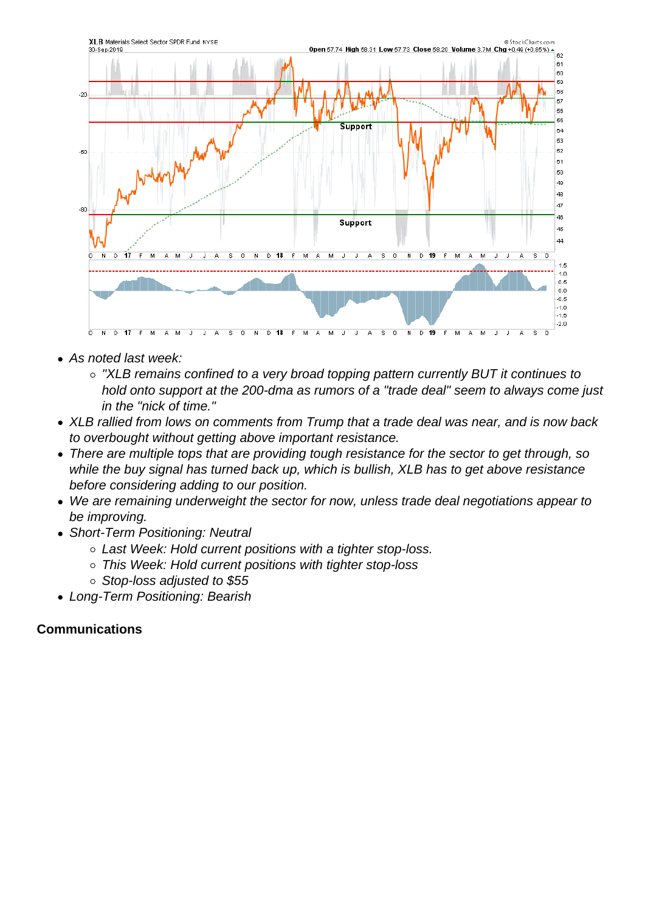- *As noted last week:*
  - *"XLB remains confined to a very broad topping pattern currently BUT it continues to hold onto support at the 200-dma as rumors of a "trade deal" seem to always come just in the "nick of time."*
- *XLB rallied from lows on comments from Trump that a trade deal was near, and is now back to overbought without getting above important resistance.*
- *There are multiple tops that are providing tough resistance for the sector to get through, so while the buy signal has turned back up, which is bullish, XLB has to get above resistance before considering adding to our position.*
- *We are remaining underweight the sector for now, unless trade deal negotiations appear to be improving.*
- *Short-Term Positioning: Neutral*
  - *Last Week: Hold current positions with a tighter stop-loss.*
  - *This Week: Hold current positions with tighter stop-loss*
  - *Stop-loss adjusted to $55*
- *Long-Term Positioning: Bearish*

**Communications**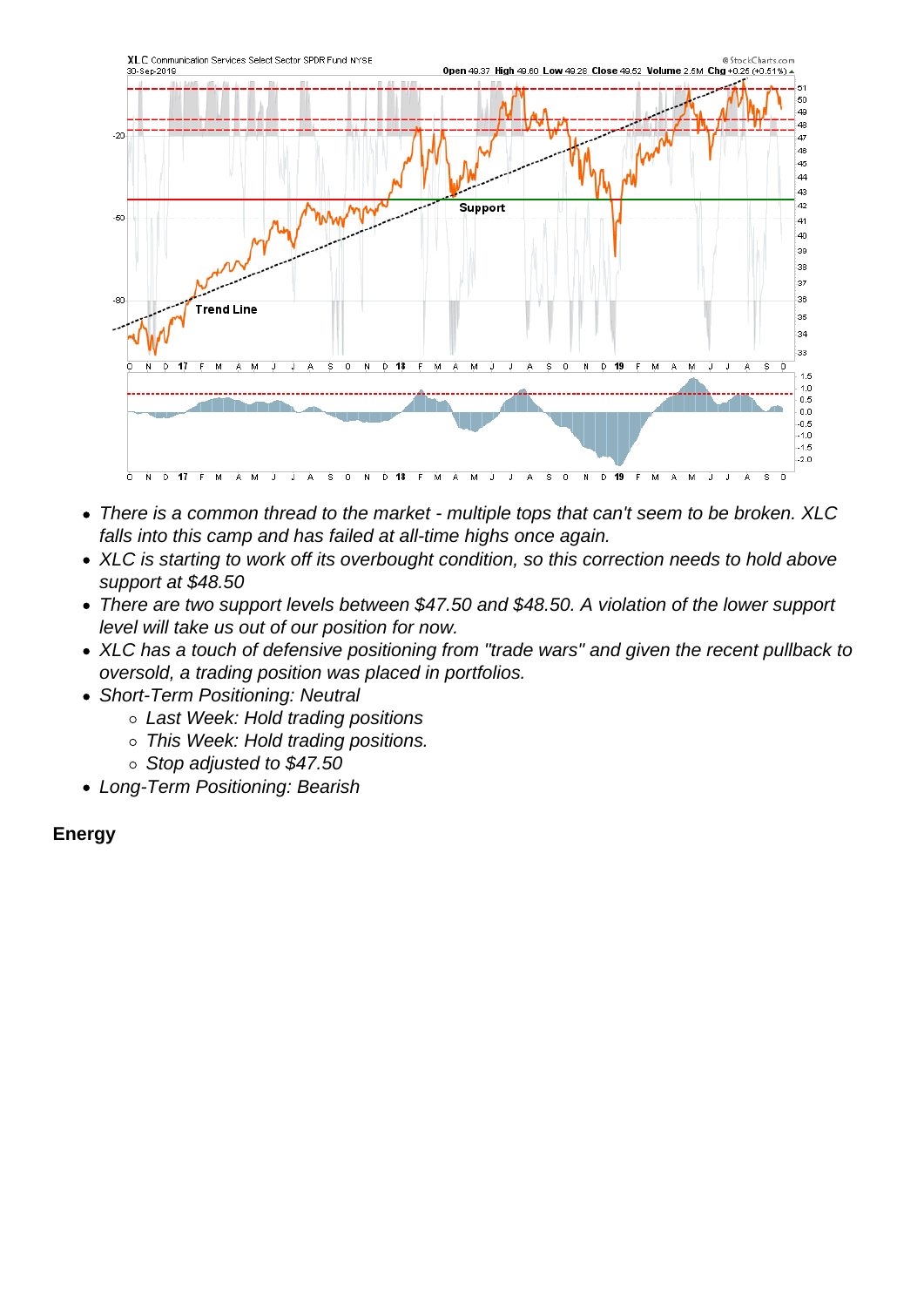- There is a common thread to the market - multiple tops that can't seem to be broken. XLC falls into this camp and has failed at all-time highs once again.
- XLC is starting to work off its overbought condition, so this correction needs to hold above support at $48.50
- There are two support levels between $47.50 and $48.50. A violation of the lower support level will take us out of our position for now.
- XLC has a touch of defensive positioning from "trade wars" and given the recent pullback to oversold, a trading position was placed in portfolios.
- Short-Term Positioning: Neutral
  - Last Week: Hold trading positions
  - This Week: Hold trading positions.
  - Stop adjusted to $47.50
- Long-Term Positioning: Bearish

**Energy**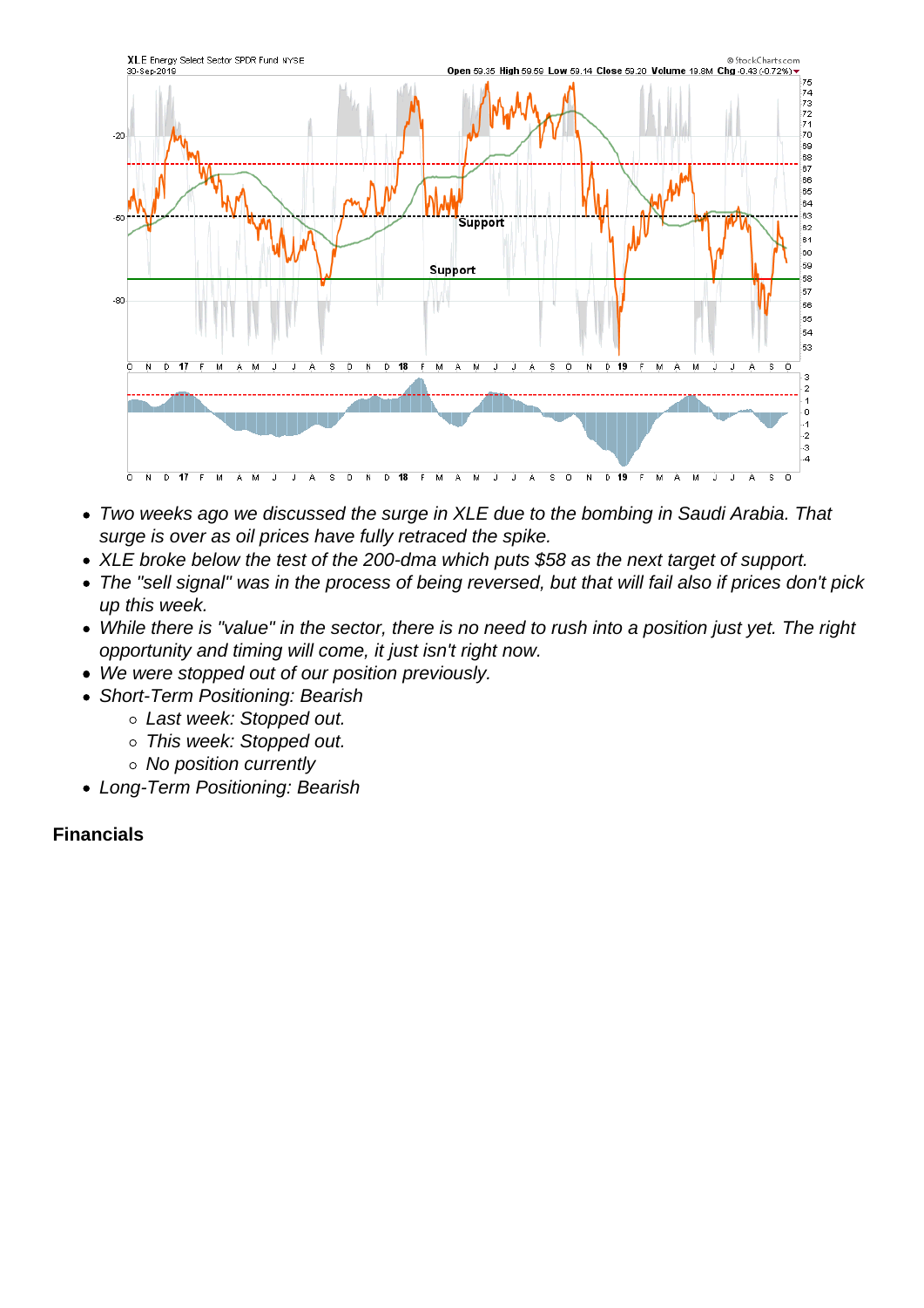- *Two weeks ago we discussed the surge in XLE due to the bombing in Saudi Arabia. That surge is over as oil prices have fully retraced the spike.*
- *XLE broke below the test of the 200-dma which puts $58 as the next target of support.*
- *The "sell signal" was in the process of being reversed, but that will fail also if prices don't pick up this week.*
- *While there is "value" in the sector, there is no need to rush into a position just yet. The right opportunity and timing will come, it just isn't right now.*
- *We were stopped out of our position previously.*
- *Short-Term Positioning: Bearish*
    - *Last week: Stopped out.*
    - *This week: Stopped out.*
    - *No position currently*
- *Long-Term Positioning: Bearish*

**Financials**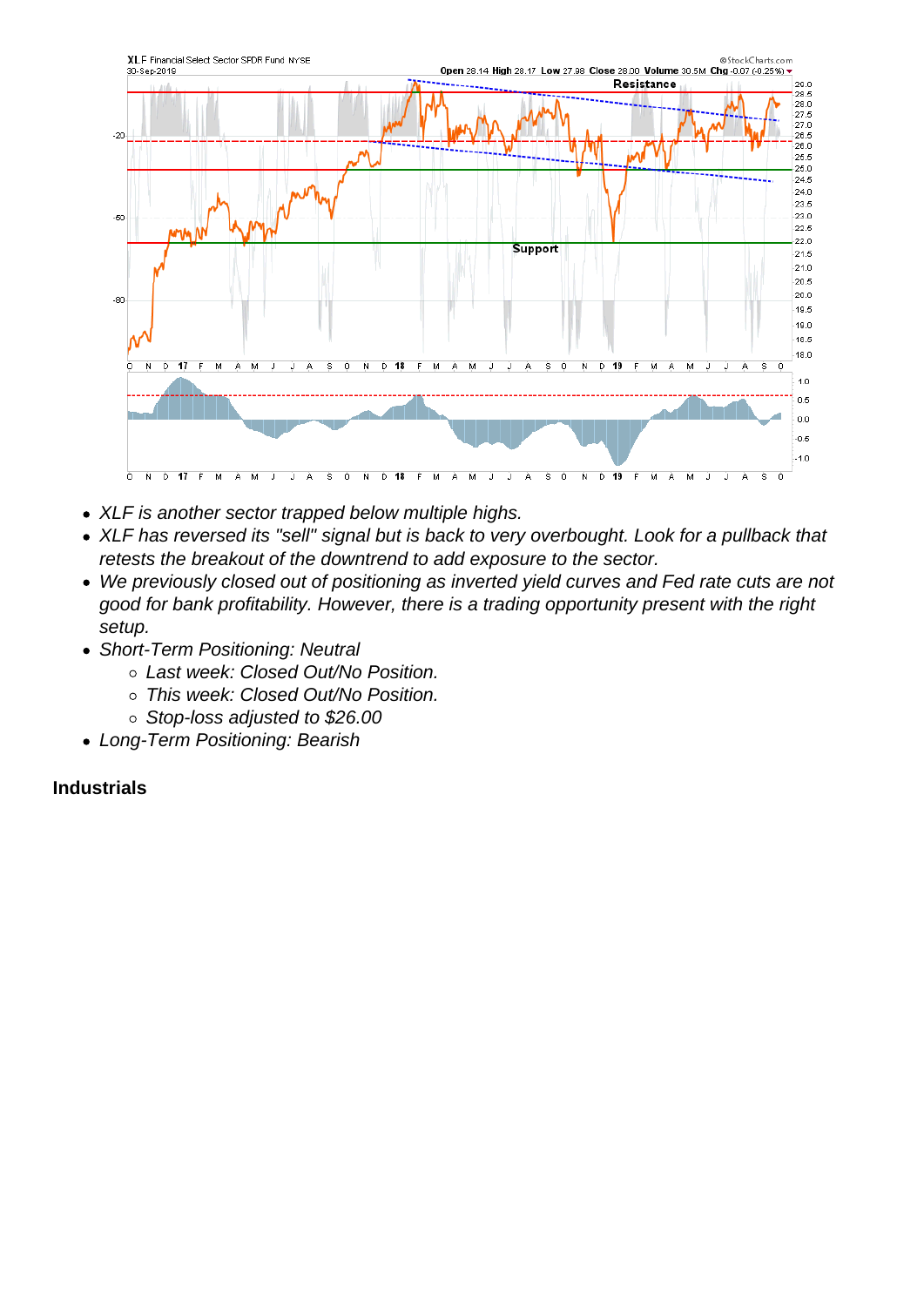- XLF is another sector trapped below multiple highs.
- XLF has reversed its "sell" signal but is back to very overbought. Look for a pullback that retests the breakout of the downtrend to add exposure to the sector.
- We previously closed out of positioning as inverted yield curves and Fed rate cuts are not good for bank profitability. However, there is a trading opportunity present with the right setup.
- Short-Term Positioning: Neutral
  - Last week: Closed Out/No Position.
  - This week: Closed Out/No Position.
  - Stop-loss adjusted to $26.00
- Long-Term Positioning: Bearish

**Industrials**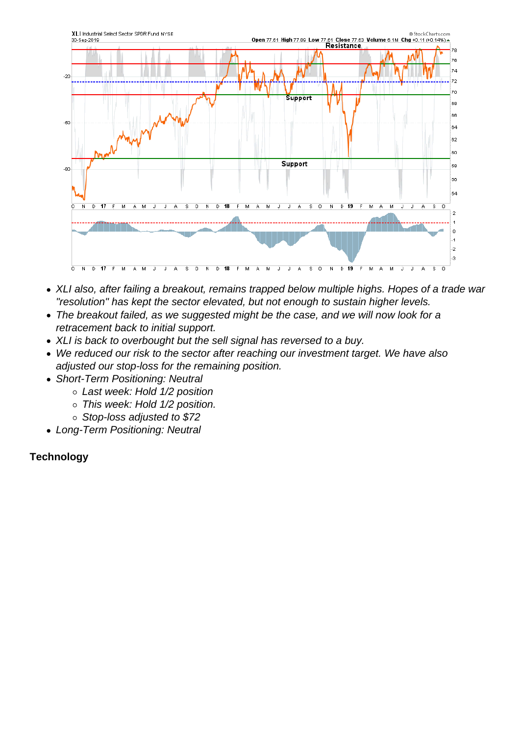- *XLI also, after failing a breakout, remains trapped below multiple highs. Hopes of a trade war "resolution" has kept the sector elevated, but not enough to sustain higher levels.*
- *The breakout failed, as we suggested might be the case, and we will now look for a retracement back to initial support.*
- *XLI is back to overbought but the sell signal has reversed to a buy.*
- *We reduced our risk to the sector after reaching our investment target. We have also adjusted our stop-loss for the remaining position.*
- *Short-Term Positioning: Neutral*
    - *Last week: Hold 1/2 position*
    - *This week: Hold 1/2 position.*
    - *Stop-loss adjusted to $72*
- *Long-Term Positioning: Neutral*

**Technology**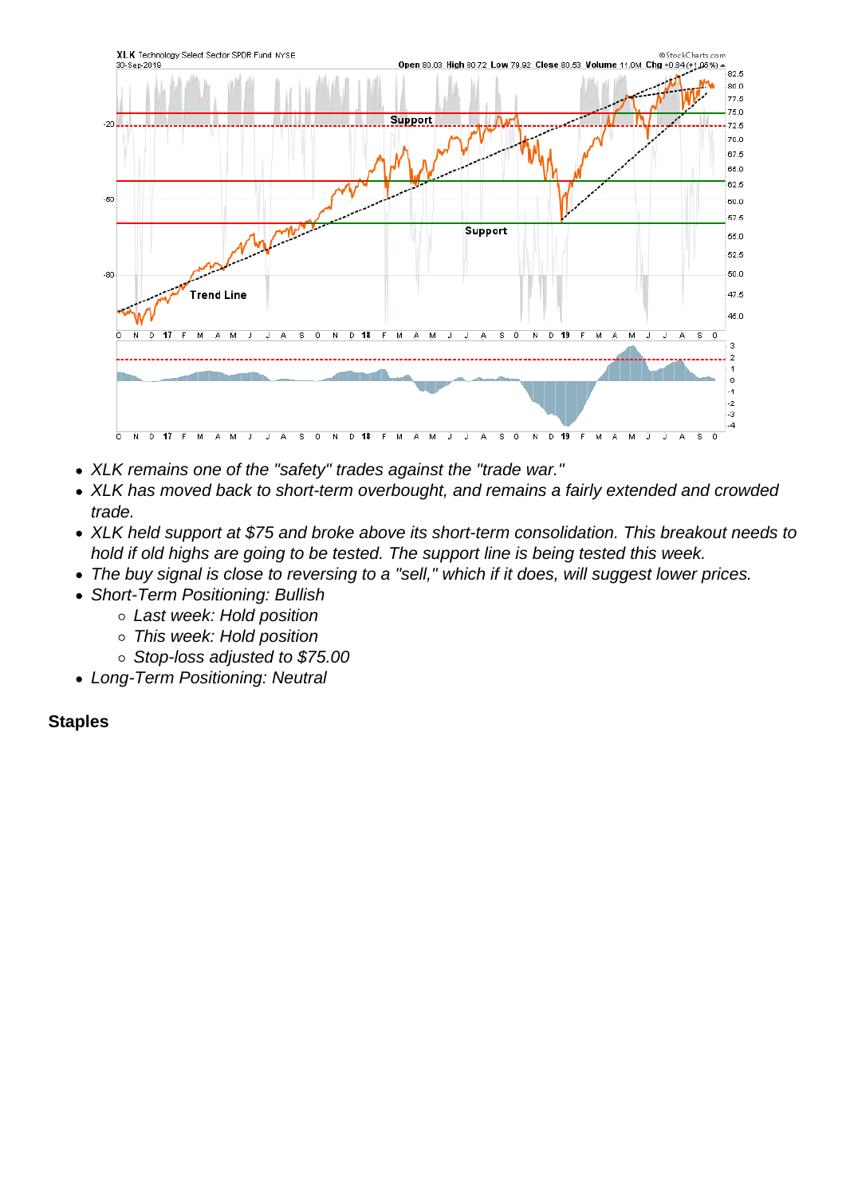- XLK remains one of the "safety" trades against the "trade war."
- XLK has moved back to short-term overbought, and remains a fairly extended and crowded trade.
- XLK held support at $75 and broke above its short-term consolidation. This breakout needs to hold if old highs are going to be tested. The support line is being tested this week.
- The buy signal is close to reversing to a "sell," which if it does, will suggest lower prices.
- Short-Term Positioning: Bullish
  - Last week: Hold position
  - This week: Hold position
  - Stop-loss adjusted to $75.00
- Long-Term Positioning: Neutral

**Staples**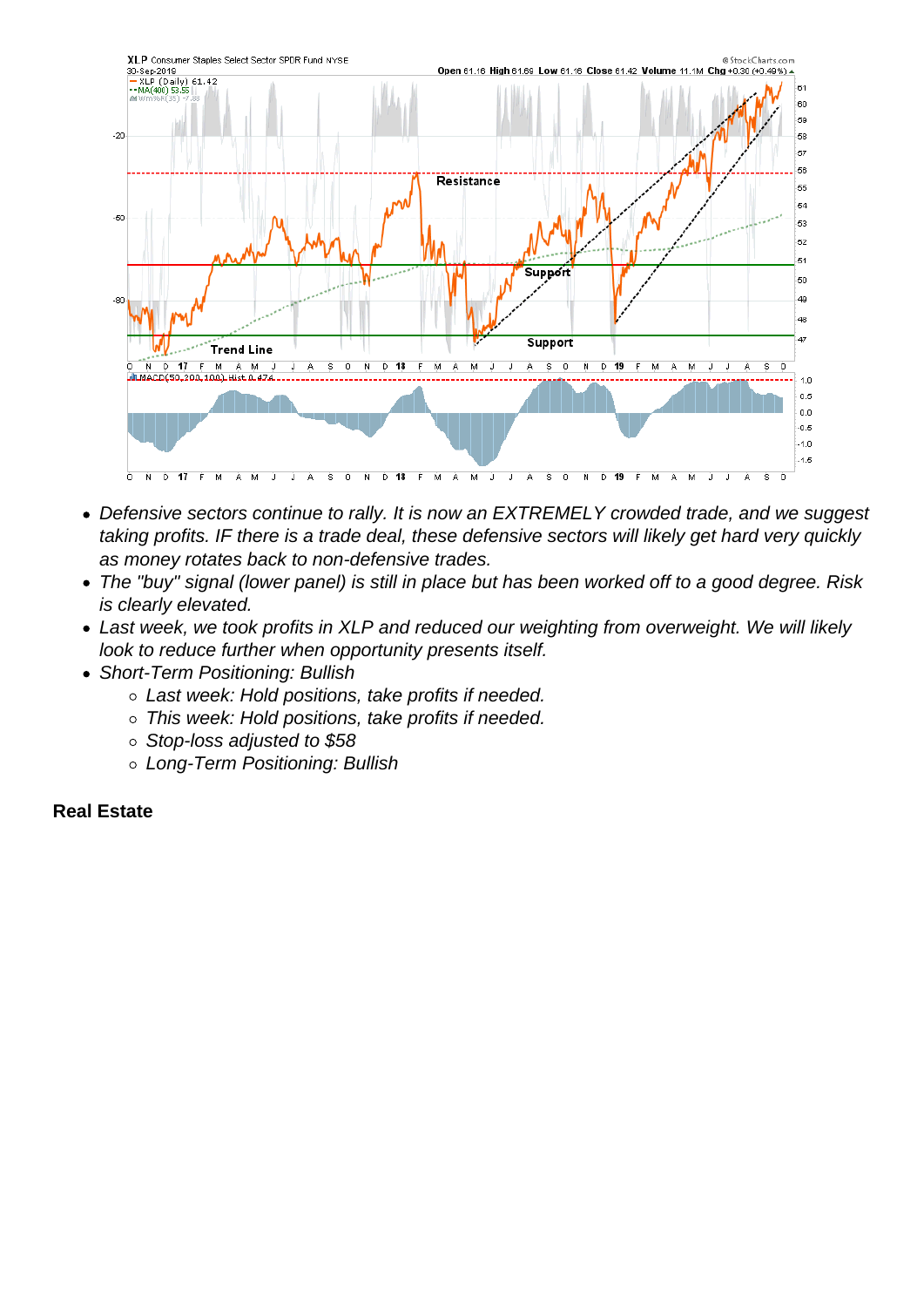- *Defensive sectors continue to rally. It is now an EXTREMELY crowded trade, and we suggest taking profits. IF there is a trade deal, these defensive sectors will likely get hard very quickly as money rotates back to non-defensive trades.*
- *The "buy" signal (lower panel) is still in place but has been worked off to a good degree. Risk is clearly elevated.*
- *Last week, we took profits in XLP and reduced our weighting from overweight. We will likely look to reduce further when opportunity presents itself.*
- *Short-Term Positioning: Bullish*
  - *Last week: Hold positions, take profits if needed.*
  - *This week: Hold positions, take profits if needed.*
  - *Stop-loss adjusted to $58*
  - *Long-Term Positioning: Bullish*

**Real Estate**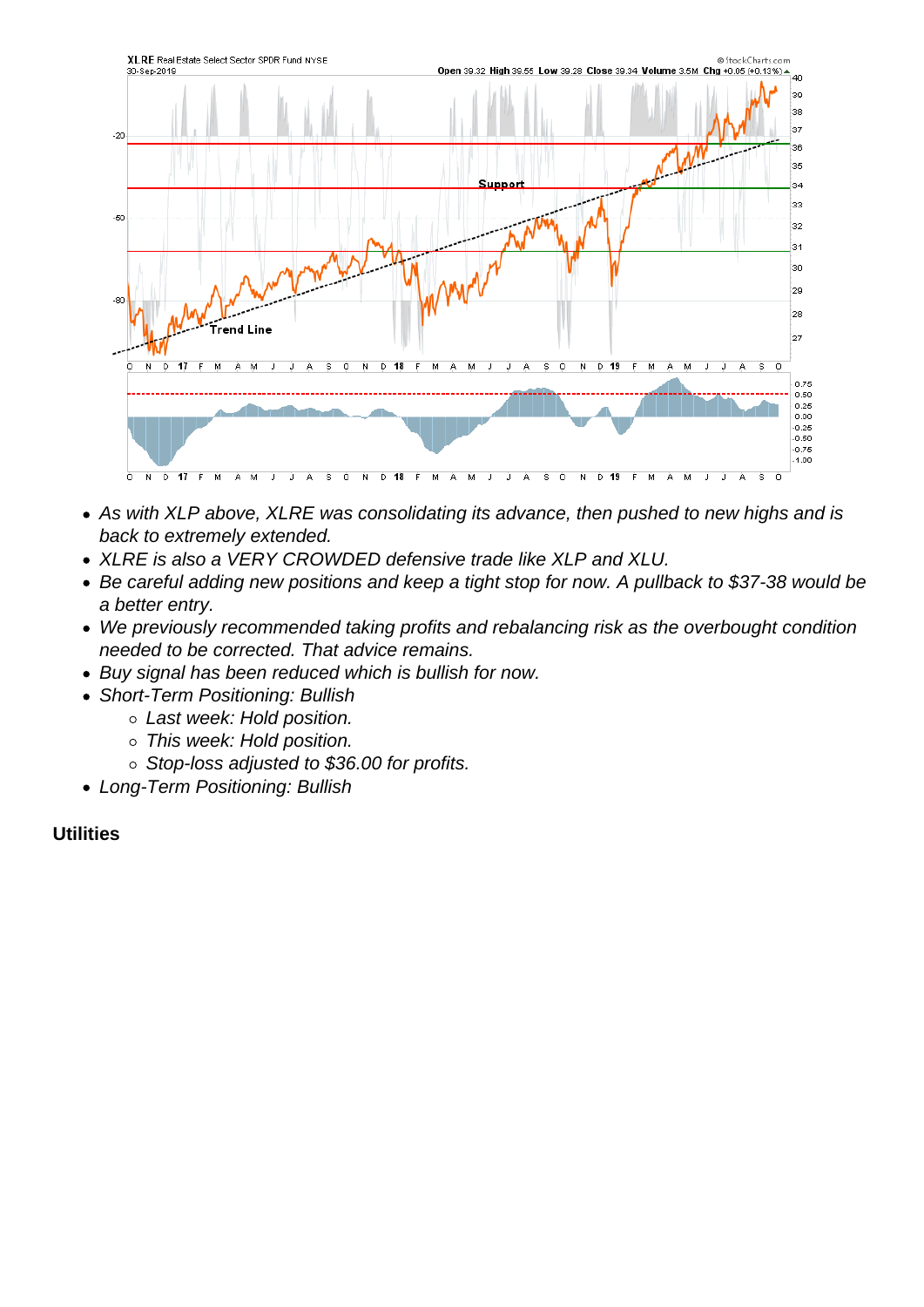- *As with XLP above, XLRE was consolidating its advance, then pushed to new highs and is back to extremely extended.*
- *XLRE is also a VERY CROWDED defensive trade like XLP and XLU.*
- *Be careful adding new positions and keep a tight stop for now. A pullback to $37-38 would be a better entry.*
- *We previously recommended taking profits and rebalancing risk as the overbought condition needed to be corrected. That advice remains.*
- *Buy signal has been reduced which is bullish for now.*
- *Short-Term Positioning: Bullish*
    - *Last week: Hold position.*
    - *This week: Hold position.*
    - *Stop-loss adjusted to $36.00 for profits.*
- *Long-Term Positioning: Bullish*

**Utilities**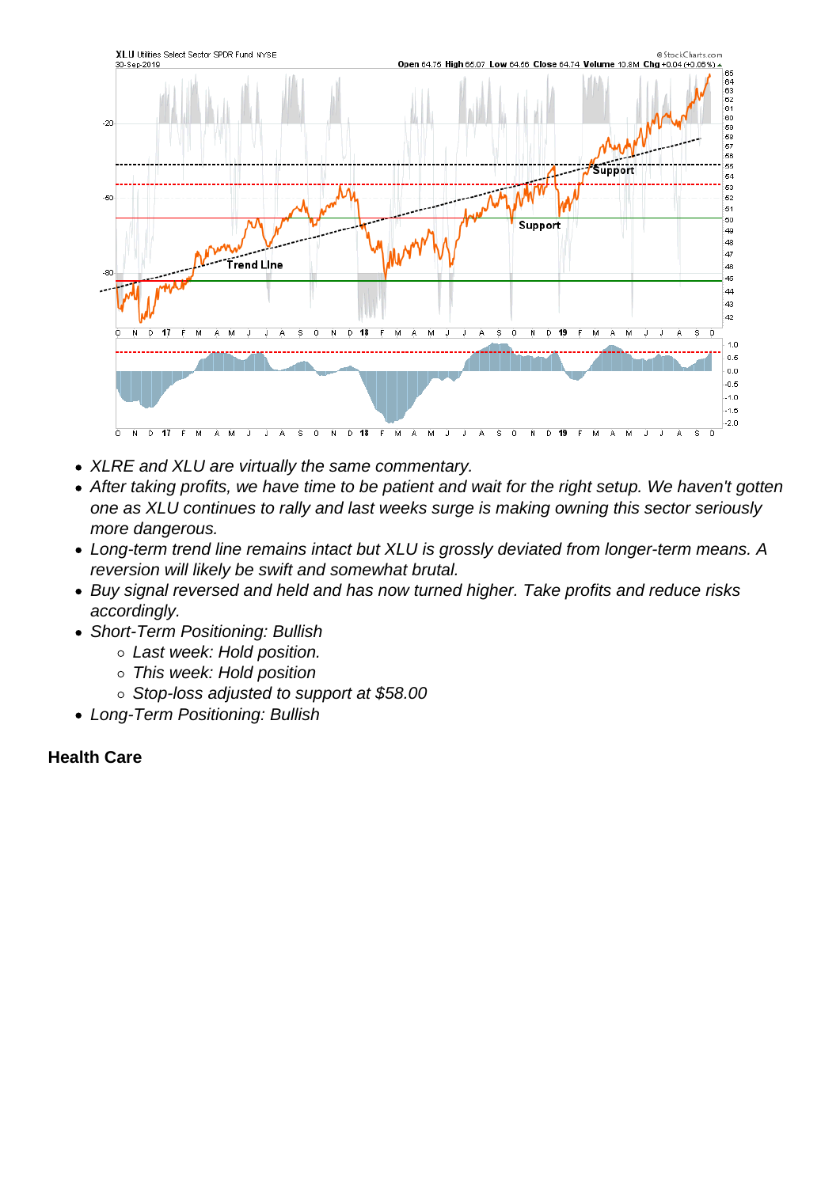- XLRE and XLU are virtually the same commentary.
- After taking profits, we have time to be patient and wait for the right setup. We haven't gotten one as XLU continues to rally and last weeks surge is making owning this sector seriously more dangerous.
- Long-term trend line remains intact but XLU is grossly deviated from longer-term means. A reversion will likely be swift and somewhat brutal.
- Buy signal reversed and held and has now turned higher. Take profits and reduce risks accordingly.
- Short-Term Positioning: Bullish
    - Last week: Hold position.
    - This week: Hold position
    - Stop-loss adjusted to support at $58.00
- Long-Term Positioning: Bullish

**Health Care**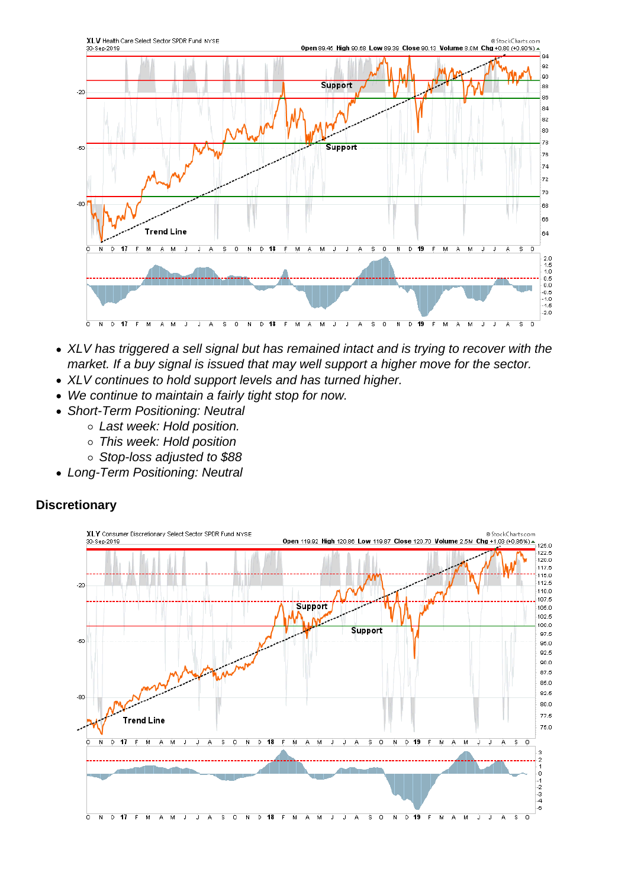- *XLV has triggered a sell signal but has remained intact and is trying to recover with the market. If a buy signal is issued that may well support a higher move for the sector.*
- *XLV continues to hold support levels and has turned higher.*
- *We continue to maintain a fairly tight stop for now.*
- *Short-Term Positioning: Neutral*
  - *Last week: Hold position.*
  - *This week: Hold position*
  - *Stop-loss adjusted to $88*
- *Long-Term Positioning: Neutral*

## Discretionary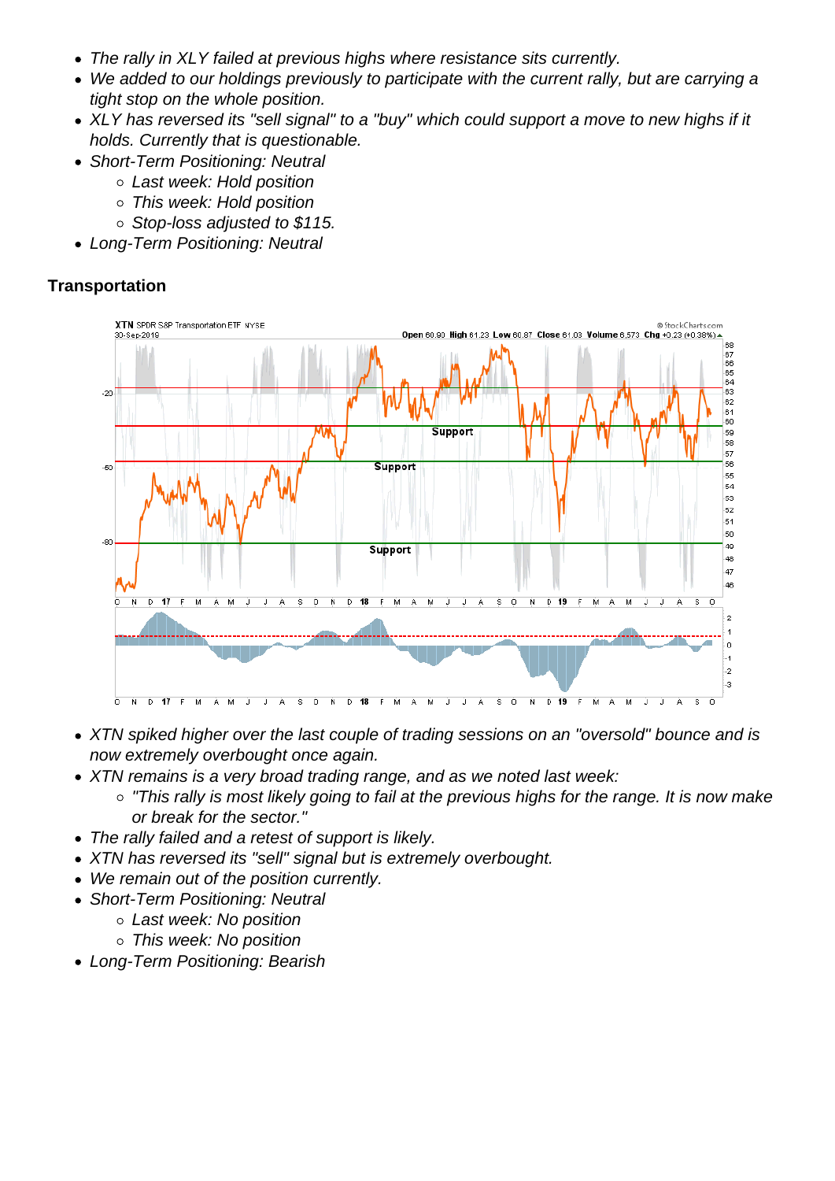- *The rally in XLY failed at previous highs where resistance sits currently.*
- *We added to our holdings previously to participate with the current rally, but are carrying a tight stop on the whole position.*
- *XLY has reversed its "sell signal" to a "buy" which could support a move to new highs if it holds. Currently that is questionable.*
- *Short-Term Positioning: Neutral*
  - *Last week: Hold position*
  - *This week: Hold position*
  - *Stop-loss adjusted to $115.*
- *Long-Term Positioning: Neutral*

## Transportation

XTN SPDR S&P Transportation ETF NYSE
30-Sep-2019
©StockCharts.com
Open 60.90 High 61.23 Low 60.87 Close 61.03 Volume 6,573 Chg +0.23 (+0.38%)
Support
Support
Support

- *XTN spiked higher over the last couple of trading sessions on an "oversold" bounce and is now extremely overbought once again.*
- *XTN remains is a very broad trading range, and as we noted last week:*
  - *"This rally is most likely going to fail at the previous highs for the range. It is now make or break for the sector."*
- *The rally failed and a retest of support is likely.*
- *XTN has reversed its "sell" signal but is extremely overbought.*
- *We remain out of the position currently.*
- *Short-Term Positioning: Neutral*
  - *Last week: No position*
  - *This week: No position*
- *Long-Term Positioning: Bearish*